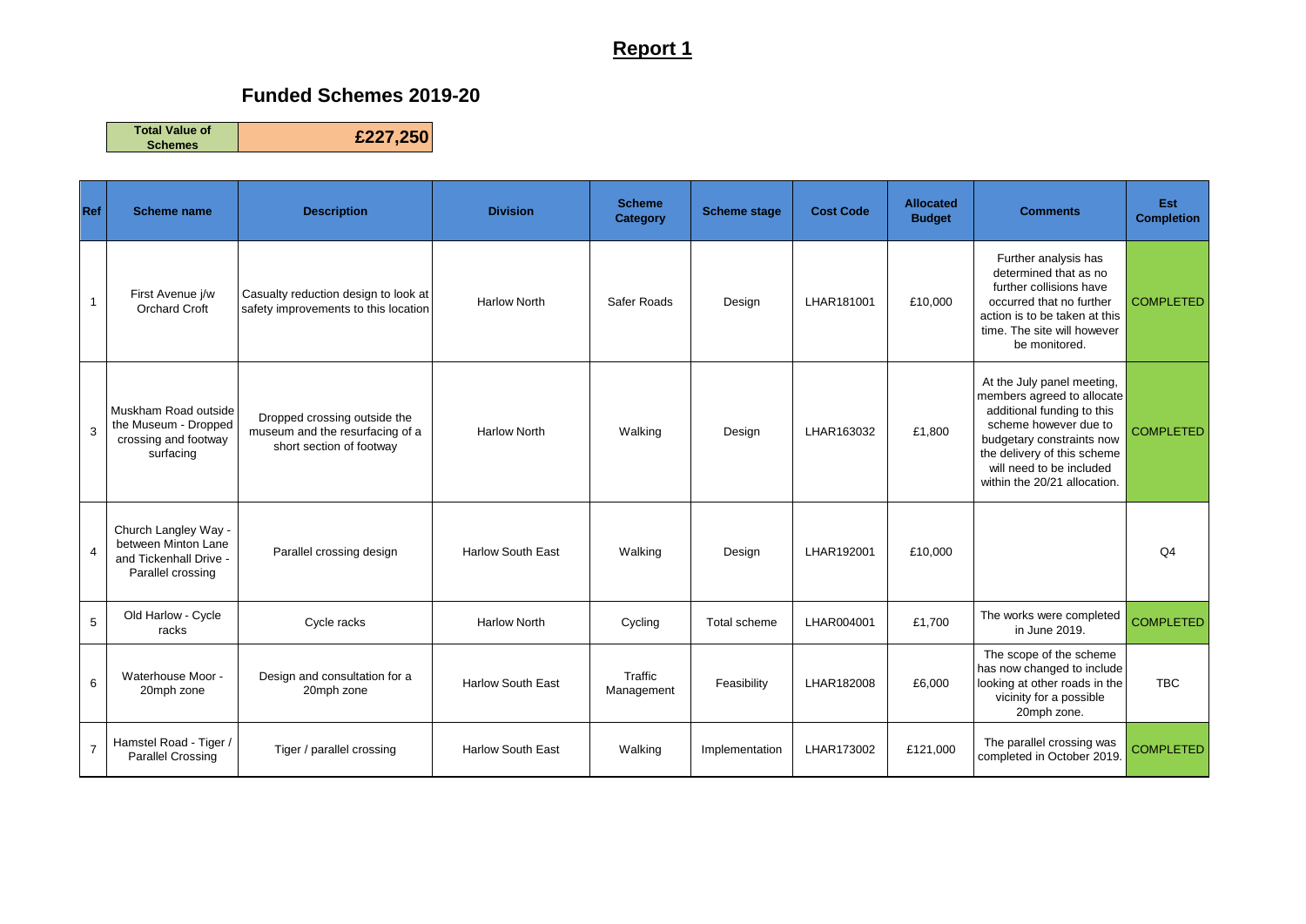# Report 1

## Funded Schemes 2019-20

| Total Value of Schemes | £227,250 |
| --- | --- |

| Ref | Scheme name | Description | Division | Scheme Category | Scheme stage | Cost Code | Allocated Budget | Comments | Est Completion |
| --- | --- | --- | --- | --- | --- | --- | --- | --- | --- |
| 1 | First Avenue j/w Orchard Croft | Casualty reduction design to look at safety improvements to this location | Harlow North | Safer Roads | Design | LHAR181001 | £10,000 | Further analysis has determined that as no further collisions have occurred that no further action is to be taken at this time. The site will however be monitored. | COMPLETED |
| 3 | Muskham Road outside the Museum - Dropped crossing and footway surfacing | Dropped crossing outside the museum and the resurfacing of a short section of footway | Harlow North | Walking | Design | LHAR163032 | £1,800 | At the July panel meeting, members agreed to allocate additional funding to this scheme however due to budgetary constraints now the delivery of this scheme will need to be included within the 20/21 allocation. | COMPLETED |
| 4 | Church Langley Way - between Minton Lane and Tickenhall Drive - Parallel crossing | Parallel crossing design | Harlow South East | Walking | Design | LHAR192001 | £10,000 | | Q4 |
| 5 | Old Harlow - Cycle racks | Cycle racks | Harlow North | Cycling | Total scheme | LHAR004001 | £1,700 | The works were completed in June 2019. | COMPLETED |
| 6 | Waterhouse Moor - 20mph zone | Design and consultation for a 20mph zone | Harlow South East | Traffic Management | Feasibility | LHAR182008 | £6,000 | The scope of the scheme has now changed to include looking at other roads in the vicinity for a possible 20mph zone. | TBC |
| 7 | Hamstel Road - Tiger / Parallel Crossing | Tiger / parallel crossing | Harlow South East | Walking | Implementation | LHAR173002 | £121,000 | The parallel crossing was completed in October 2019. | COMPLETED |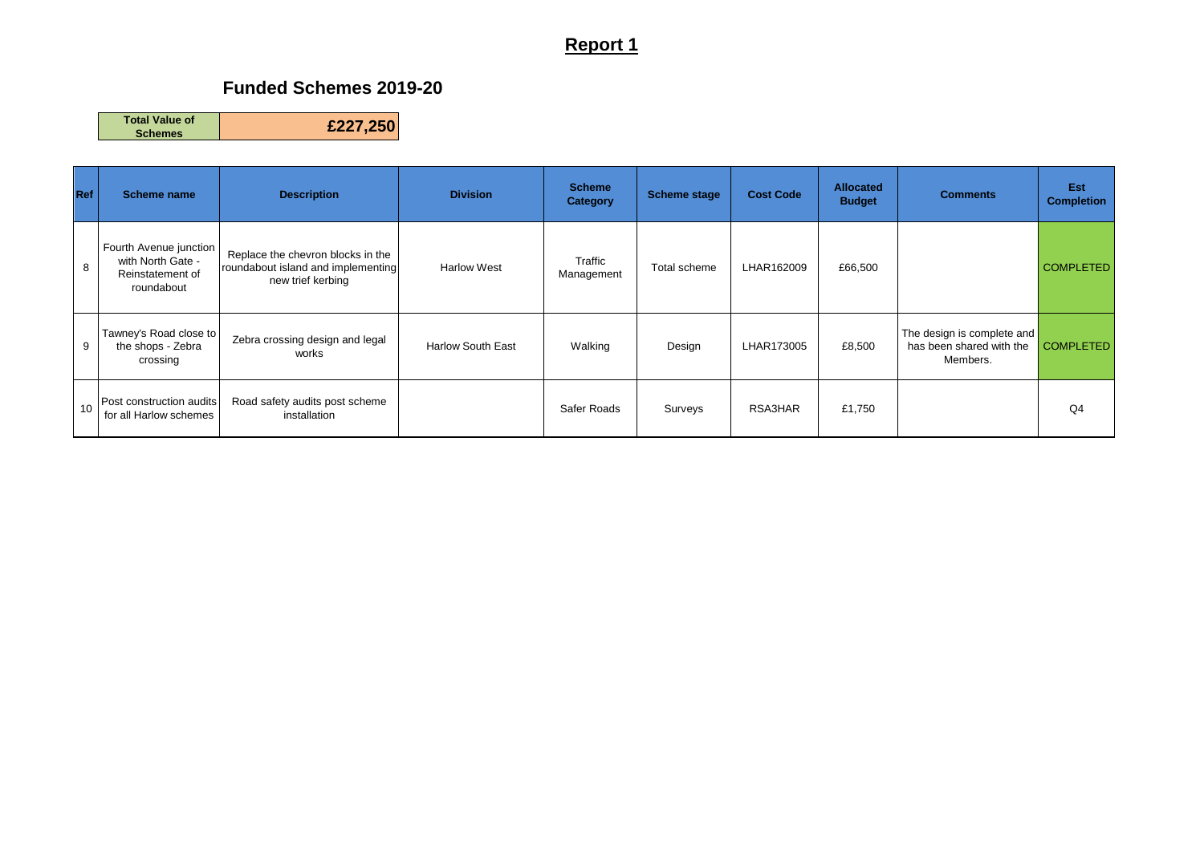# Report 1

## Funded Schemes 2019-20

| Total Value of Schemes | £227,250 |
|---|---|

| Ref | Scheme name | Description | Division | Scheme Category | Scheme stage | Cost Code | Allocated Budget | Comments | Est Completion |
|---|---|---|---|---|---|---|---|---|---|
| 8 | Fourth Avenue junction with North Gate - Reinstatement of roundabout | Replace the chevron blocks in the roundabout island and implementing new trief kerbing | Harlow West | Traffic Management | Total scheme | LHAR162009 | £66,500 | | COMPLETED |
| 9 | Tawney's Road close to the shops - Zebra crossing | Zebra crossing design and legal works | Harlow South East | Walking | Design | LHAR173005 | £8,500 | The design is complete and has been shared with the Members. | COMPLETED |
| 10 | Post construction audits for all Harlow schemes | Road safety audits post scheme installation | | Safer Roads | Surveys | RSA3HAR | £1,750 | | Q4 |